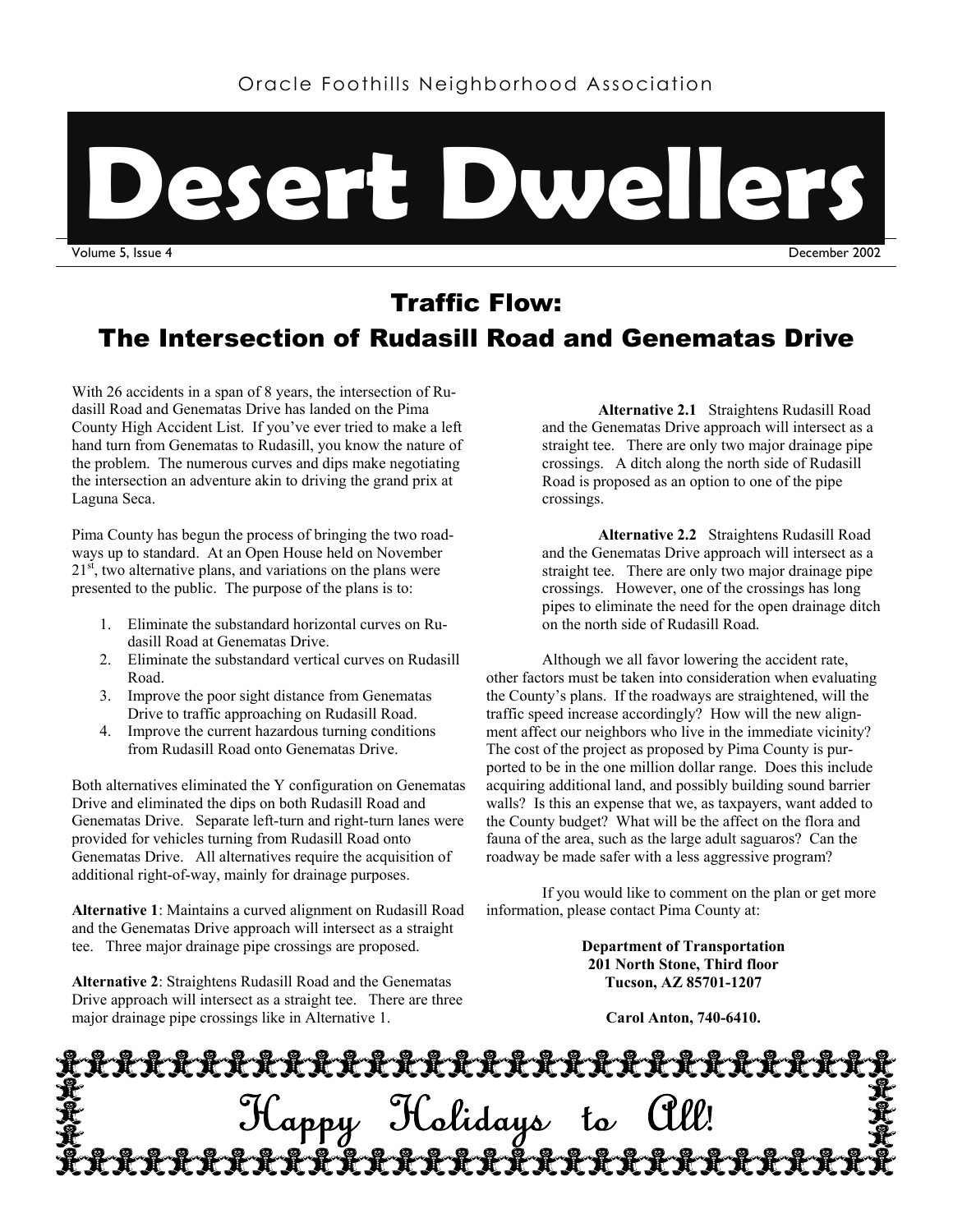Oracle Foothills Neighborhood Association

# Desert Dwellers

Volume 5, Issue 4 December 2002

## Traffic Flow: The Intersection of Rudasill Road and Genematas Drive

With 26 accidents in a span of 8 years, the intersection of Rudasill Road and Genematas Drive has landed on the Pima County High Accident List. If you've ever tried to make a left hand turn from Genematas to Rudasill, you know the nature of the problem. The numerous curves and dips make negotiating the intersection an adventure akin to driving the grand prix at Laguna Seca.

Pima County has begun the process of bringing the two roadways up to standard. At an Open House held on November 21st, two alternative plans, and variations on the plans were presented to the public. The purpose of the plans is to:

1. Eliminate the substandard horizontal curves on Rudasill Road at Genematas Drive.
2. Eliminate the substandard vertical curves on Rudasill Road.
3. Improve the poor sight distance from Genematas Drive to traffic approaching on Rudasill Road.
4. Improve the current hazardous turning conditions from Rudasill Road onto Genematas Drive.

Both alternatives eliminated the Y configuration on Genematas Drive and eliminated the dips on both Rudasill Road and Genematas Drive. Separate left-turn and right-turn lanes were provided for vehicles turning from Rudasill Road onto Genematas Drive. All alternatives require the acquisition of additional right-of-way, mainly for drainage purposes.

**Alternative 1**: Maintains a curved alignment on Rudasill Road and the Genematas Drive approach will intersect as a straight tee. Three major drainage pipe crossings are proposed.

**Alternative 2**: Straightens Rudasill Road and the Genematas Drive approach will intersect as a straight tee. There are three major drainage pipe crossings like in Alternative 1.

**Alternative 2.1** Straightens Rudasill Road and the Genematas Drive approach will intersect as a straight tee. There are only two major drainage pipe crossings. A ditch along the north side of Rudasill Road is proposed as an option to one of the pipe crossings.

**Alternative 2.2** Straightens Rudasill Road and the Genematas Drive approach will intersect as a straight tee. There are only two major drainage pipe crossings. However, one of the crossings has long pipes to eliminate the need for the open drainage ditch on the north side of Rudasill Road.

Although we all favor lowering the accident rate, other factors must be taken into consideration when evaluating the County's plans. If the roadways are straightened, will the traffic speed increase accordingly? How will the new alignment affect our neighbors who live in the immediate vicinity? The cost of the project as proposed by Pima County is purported to be in the one million dollar range. Does this include acquiring additional land, and possibly building sound barrier walls? Is this an expense that we, as taxpayers, want added to the County budget? What will be the affect on the flora and fauna of the area, such as the large adult saguaros? Can the roadway be made safer with a less aggressive program?

If you would like to comment on the plan or get more information, please contact Pima County at:

**Department of Transportation**
**201 North Stone, Third floor**
**Tucson, AZ 85701-1207**

**Carol Anton, 740-6410.**

Happy Holidays to All!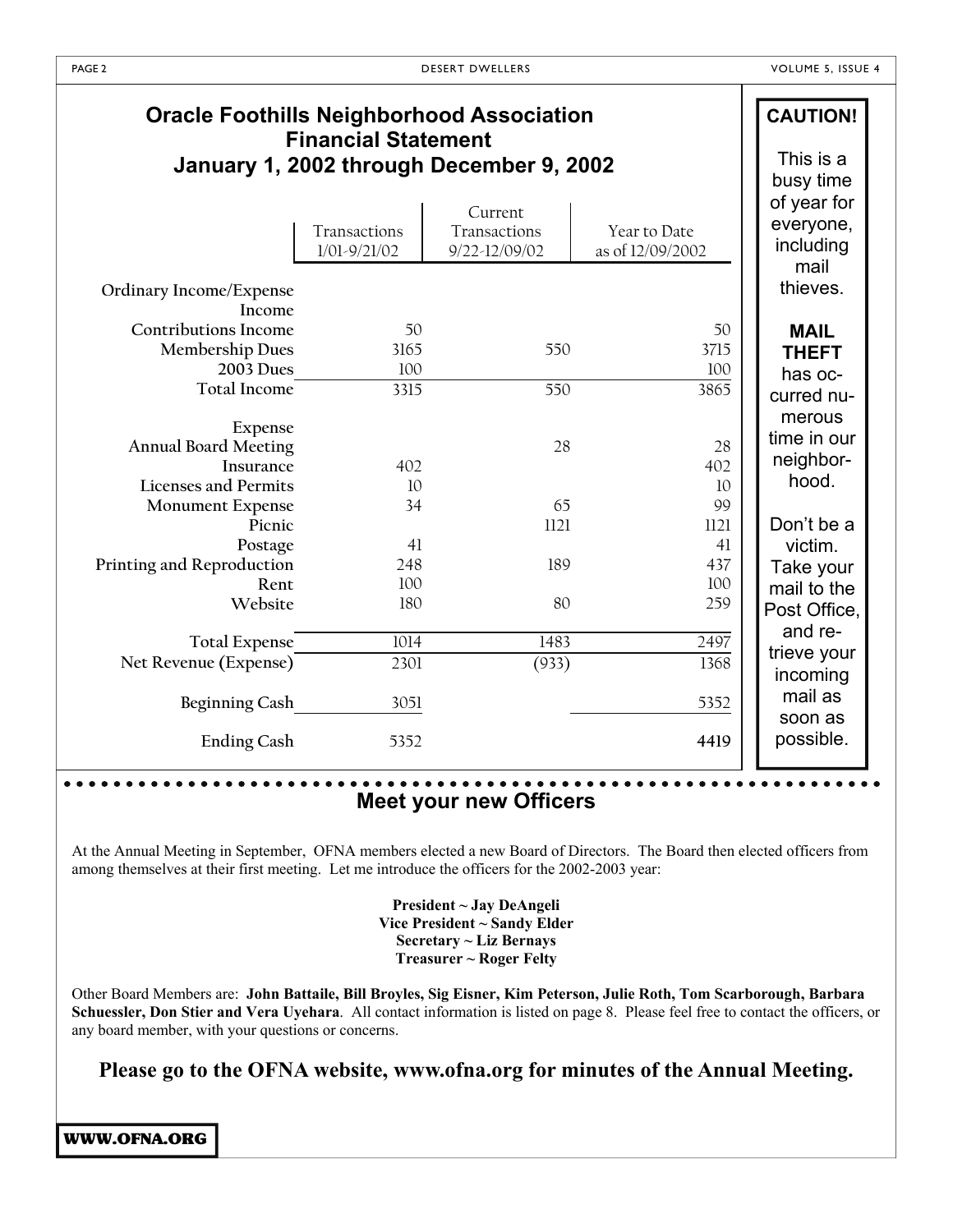## Oracle Foothills Neighborhood Association Financial Statement
## January 1, 2002 through December 9, 2002

| | Transactions 1/01-9/21/02 | Current Transactions 9/22-12/09/02 | Year to Date as of 12/09/2002 |
|---|---|---|---|
| Ordinary Income/Expense | | | |
| Income | | | |
| Contributions Income | 50 | | 50 |
| Membership Dues | 3165 | 550 | 3715 |
| 2003 Dues | 100 | | 100 |
| Total Income | 3315 | 550 | 3865 |
| Expense | | | |
| Annual Board Meeting | | 28 | 28 |
| Insurance | 402 | | 402 |
| Licenses and Permits | 10 | | 10 |
| Monument Expense | 34 | 65 | 99 |
| Picnic | | 1121 | 1121 |
| Postage | 41 | | 41 |
| Printing and Reproduction | 248 | 189 | 437 |
| Rent | 100 | | 100 |
| Website | 180 | 80 | 259 |
| Total Expense | 1014 | 1483 | 2497 |
| Net Revenue (Expense) | 2301 | (933) | 1368 |
| Beginning Cash | 3051 | | 5352 |
| Ending Cash | 5352 | | **4419** |

**CAUTION!**

This is a busy time of year for everyone, including mail thieves.

**MAIL THEFT** has occurred numerous time in our neighborhood.

Don't be a victim. Take your mail to the Post Office, and retrieve your incoming mail as soon as possible.

## Meet your new Officers

At the Annual Meeting in September, OFNA members elected a new Board of Directors. The Board then elected officers from among themselves at their first meeting. Let me introduce the officers for the 2002-2003 year:

**President ~ Jay DeAngeli**
**Vice President ~ Sandy Elder**
**Secretary ~ Liz Bernays**
**Treasurer ~ Roger Felty**

Other Board Members are: **John Battaile, Bill Broyles, Sig Eisner, Kim Peterson, Julie Roth, Tom Scarborough, Barbara Schuessler, Don Stier and Vera Uyehara**. All contact information is listed on page 8. Please feel free to contact the officers, or any board member, with your questions or concerns.

**Please go to the OFNA website, www.ofna.org for minutes of the Annual Meeting.**

**WWW.OFNA.ORG**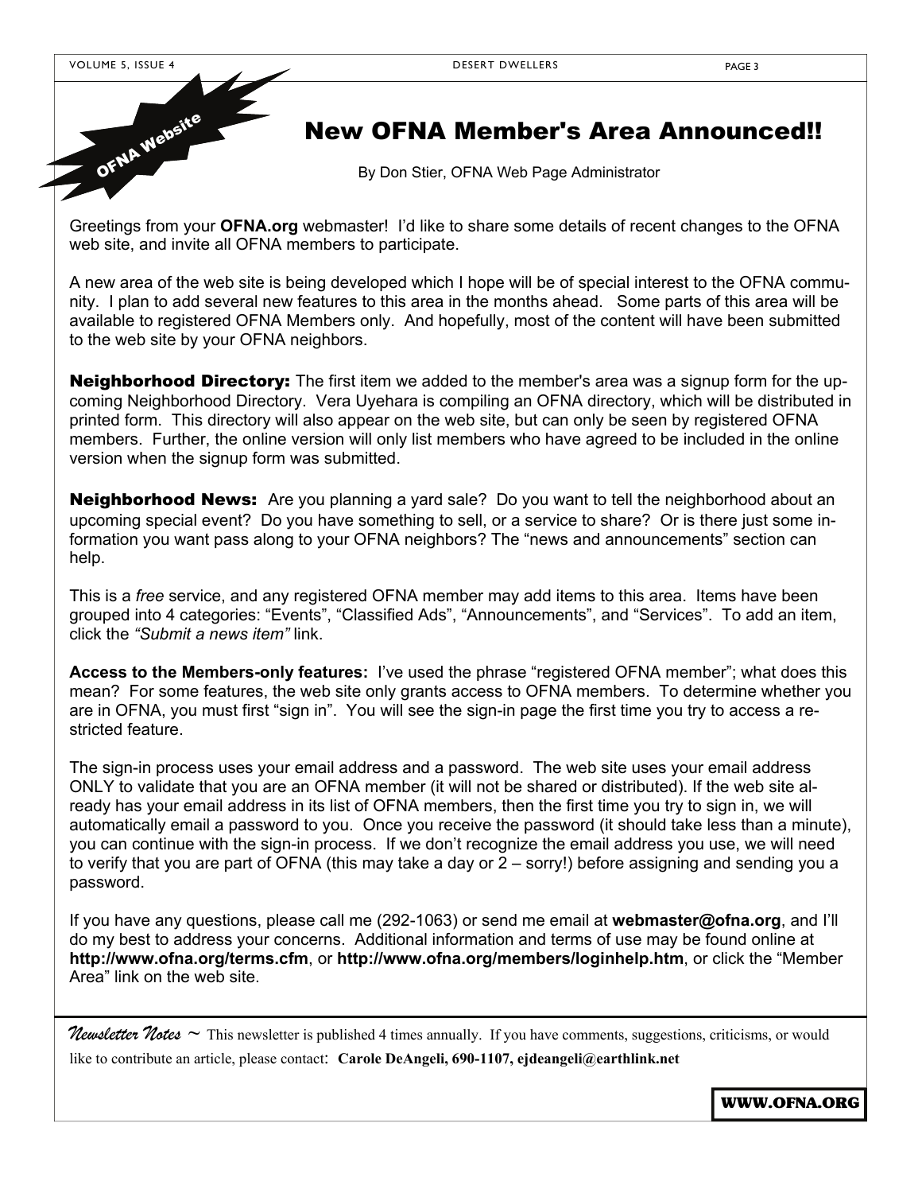OFNA Website

# New OFNA Member's Area Announced!!

By Don Stier, OFNA Web Page Administrator

Greetings from your **OFNA.org** webmaster! I'd like to share some details of recent changes to the OFNA web site, and invite all OFNA members to participate.

A new area of the web site is being developed which I hope will be of special interest to the OFNA community. I plan to add several new features to this area in the months ahead. Some parts of this area will be available to registered OFNA Members only. And hopefully, most of the content will have been submitted to the web site by your OFNA neighbors.

**Neighborhood Directory:** The first item we added to the member's area was a signup form for the upcoming Neighborhood Directory. Vera Uyehara is compiling an OFNA directory, which will be distributed in printed form. This directory will also appear on the web site, but can only be seen by registered OFNA members. Further, the online version will only list members who have agreed to be included in the online version when the signup form was submitted.

**Neighborhood News:** Are you planning a yard sale? Do you want to tell the neighborhood about an upcoming special event? Do you have something to sell, or a service to share? Or is there just some information you want pass along to your OFNA neighbors? The "news and announcements" section can help.

This is a *free* service, and any registered OFNA member may add items to this area. Items have been grouped into 4 categories: "Events", "Classified Ads", "Announcements", and "Services". To add an item, click the *"Submit a news item"* link.

**Access to the Members-only features:** I've used the phrase "registered OFNA member"; what does this mean? For some features, the web site only grants access to OFNA members. To determine whether you are in OFNA, you must first "sign in". You will see the sign-in page the first time you try to access a restricted feature.

The sign-in process uses your email address and a password. The web site uses your email address ONLY to validate that you are an OFNA member (it will not be shared or distributed). If the web site already has your email address in its list of OFNA members, then the first time you try to sign in, we will automatically email a password to you. Once you receive the password (it should take less than a minute), you can continue with the sign-in process. If we don't recognize the email address you use, we will need to verify that you are part of OFNA (this may take a day or 2 – sorry!) before assigning and sending you a password.

If you have any questions, please call me (292-1063) or send me email at **webmaster@ofna.org**, and I'll do my best to address your concerns. Additional information and terms of use may be found online at **http://www.ofna.org/terms.cfm**, or **http://www.ofna.org/members/loginhelp.htm**, or click the "Member Area" link on the web site.

---

*Newsletter Notes* ~ This newsletter is published 4 times annually. If you have comments, suggestions, criticisms, or would like to contribute an article, please contact: **Carole DeAngeli, 690-1107, ejdeangeli@earthlink.net**

**WWW.OFNA.ORG**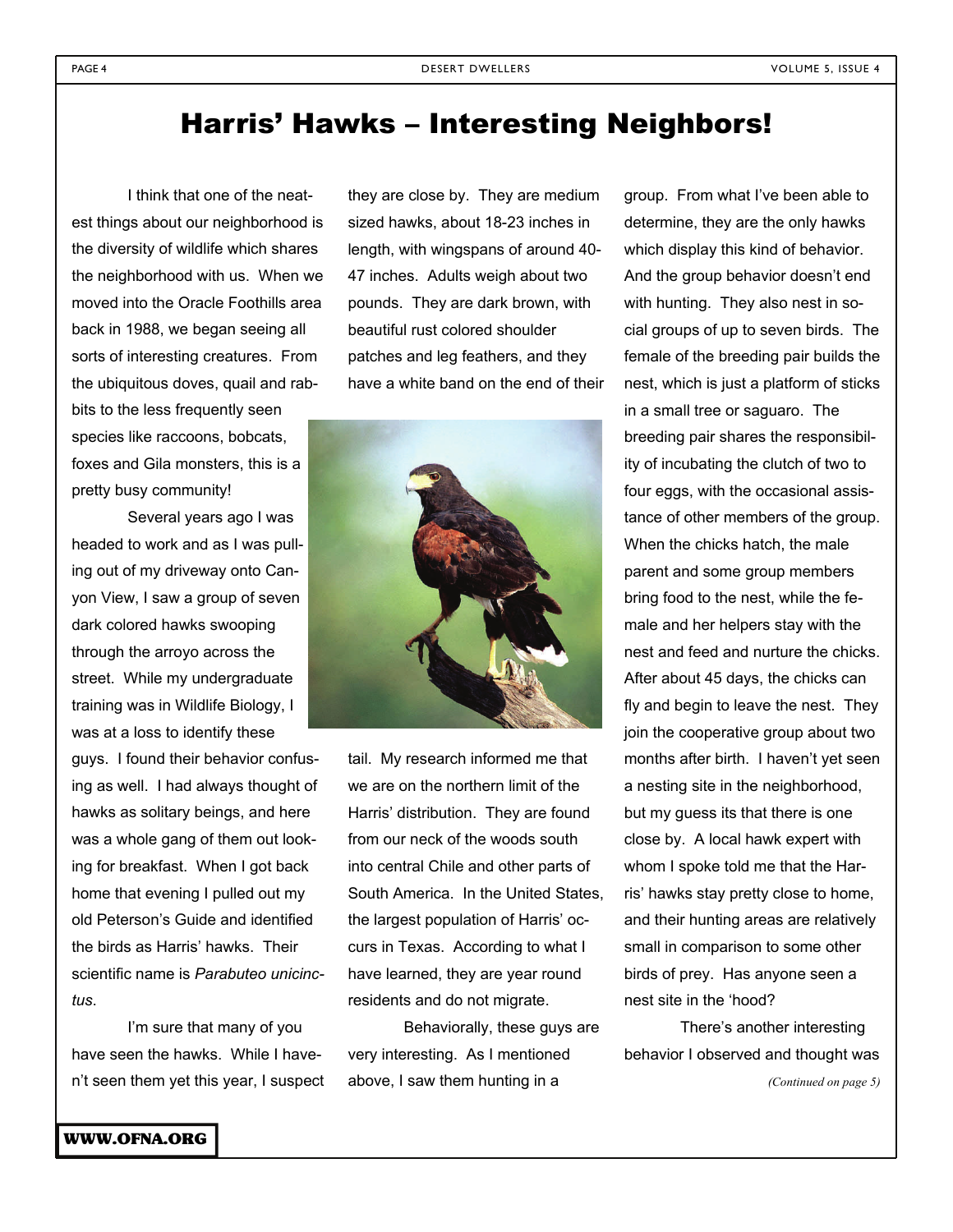# Harris' Hawks – Interesting Neighbors!

I think that one of the neatest things about our neighborhood is the diversity of wildlife which shares the neighborhood with us. When we moved into the Oracle Foothills area back in 1988, we began seeing all sorts of interesting creatures. From the ubiquitous doves, quail and rabbits to the less frequently seen species like raccoons, bobcats, foxes and Gila monsters, this is a pretty busy community!

Several years ago I was headed to work and as I was pulling out of my driveway onto Canyon View, I saw a group of seven dark colored hawks swooping through the arroyo across the street. While my undergraduate training was in Wildlife Biology, I was at a loss to identify these guys. I found their behavior confusing as well. I had always thought of hawks as solitary beings, and here was a whole gang of them out looking for breakfast. When I got back home that evening I pulled out my old Peterson's Guide and identified the birds as Harris' hawks. Their scientific name is *Parabuteo unicinctus*.

I'm sure that many of you have seen the hawks. While I haven't seen them yet this year, I suspect they are close by. They are medium sized hawks, about 18-23 inches in length, with wingspans of around 40-47 inches. Adults weigh about two pounds. They are dark brown, with beautiful rust colored shoulder patches and leg feathers, and they have a white band on the end of their tail. My research informed me that we are on the northern limit of the Harris' distribution. They are found from our neck of the woods south into central Chile and other parts of South America. In the United States, the largest population of Harris' occurs in Texas. According to what I have learned, they are year round residents and do not migrate.

Behaviorally, these guys are very interesting. As I mentioned above, I saw them hunting in a group. From what I've been able to determine, they are the only hawks which display this kind of behavior. And the group behavior doesn't end with hunting. They also nest in social groups of up to seven birds. The female of the breeding pair builds the nest, which is just a platform of sticks in a small tree or saguaro. The breeding pair shares the responsibility of incubating the clutch of two to four eggs, with the occasional assistance of other members of the group. When the chicks hatch, the male parent and some group members bring food to the nest, while the female and her helpers stay with the nest and feed and nurture the chicks. After about 45 days, the chicks can fly and begin to leave the nest. They join the cooperative group about two months after birth. I haven't yet seen a nesting site in the neighborhood, but my guess its that there is one close by. A local hawk expert with whom I spoke told me that the Harris' hawks stay pretty close to home, and their hunting areas are relatively small in comparison to some other birds of prey. Has anyone seen a nest site in the 'hood?

There's another interesting behavior I observed and thought was

*(Continued on page 5)*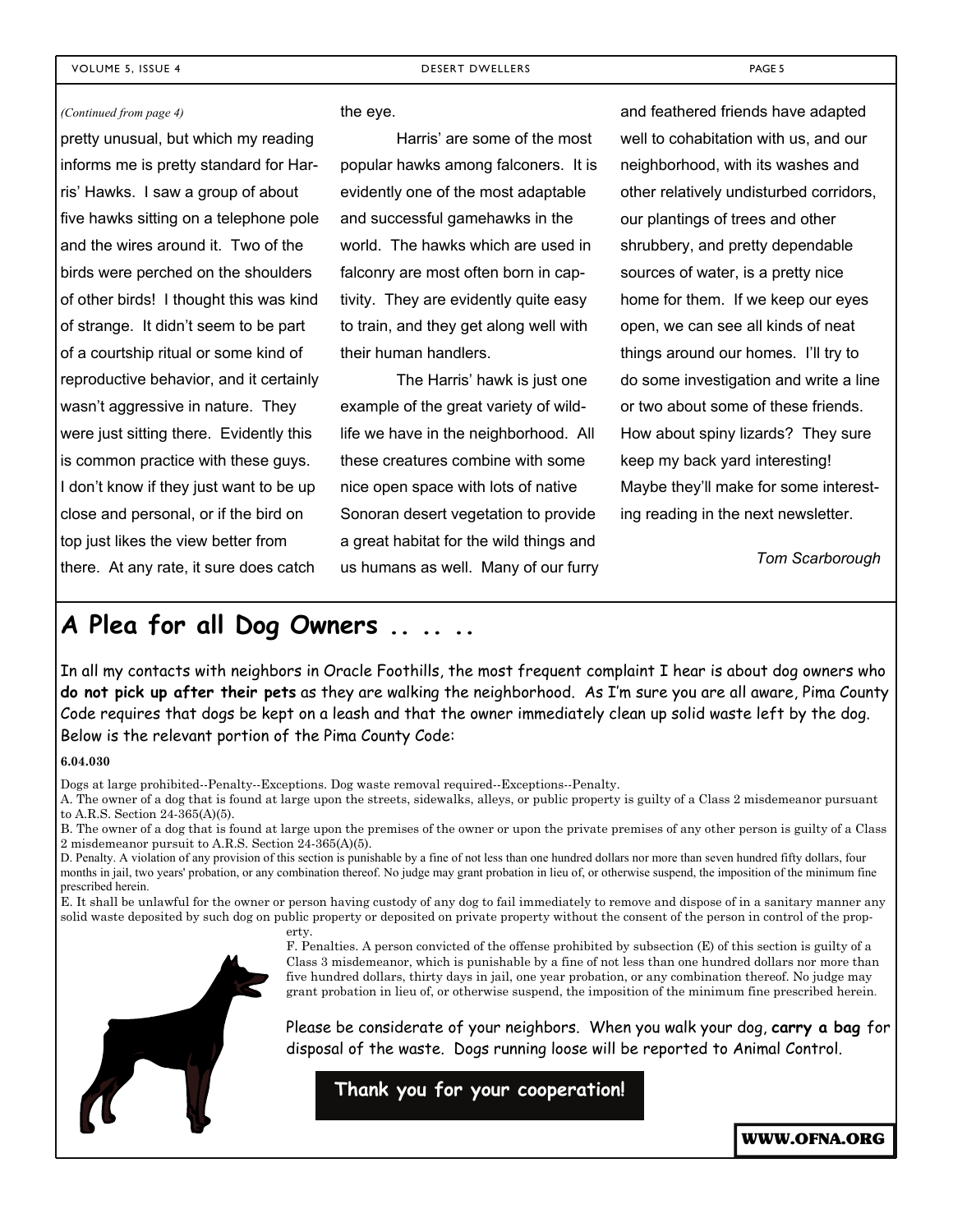*(Continued from page 4)*

pretty unusual, but which my reading informs me is pretty standard for Harris' Hawks. I saw a group of about five hawks sitting on a telephone pole and the wires around it. Two of the birds were perched on the shoulders of other birds! I thought this was kind of strange. It didn't seem to be part of a courtship ritual or some kind of reproductive behavior, and it certainly wasn't aggressive in nature. They were just sitting there. Evidently this is common practice with these guys. I don't know if they just want to be up close and personal, or if the bird on top just likes the view better from there. At any rate, it sure does catch the eye.

Harris' are some of the most popular hawks among falconers. It is evidently one of the most adaptable and successful gamehawks in the world. The hawks which are used in falconry are most often born in captivity. They are evidently quite easy to train, and they get along well with their human handlers.

The Harris' hawk is just one example of the great variety of wildlife we have in the neighborhood. All these creatures combine with some nice open space with lots of native Sonoran desert vegetation to provide a great habitat for the wild things and us humans as well. Many of our furry and feathered friends have adapted well to cohabitation with us, and our neighborhood, with its washes and other relatively undisturbed corridors, our plantings of trees and other shrubbery, and pretty dependable sources of water, is a pretty nice home for them. If we keep our eyes open, we can see all kinds of neat things around our homes. I'll try to do some investigation and write a line or two about some of these friends. How about spiny lizards? They sure keep my back yard interesting! Maybe they'll make for some interesting reading in the next newsletter.

*Tom Scarborough*

## A Plea for all Dog Owners .. .. ..

In all my contacts with neighbors in Oracle Foothills, the most frequent complaint I hear is about dog owners who **do not pick up after their pets** as they are walking the neighborhood. As I'm sure you are all aware, Pima County Code requires that dogs be kept on a leash and that the owner immediately clean up solid waste left by the dog. Below is the relevant portion of the Pima County Code:

**6.04.030**

Dogs at large prohibited--Penalty--Exceptions. Dog waste removal required--Exceptions--Penalty.

A. The owner of a dog that is found at large upon the streets, sidewalks, alleys, or public property is guilty of a Class 2 misdemeanor pursuant to A.R.S. Section 24-365(A)(5).

B. The owner of a dog that is found at large upon the premises of the owner or upon the private premises of any other person is guilty of a Class 2 misdemeanor pursuit to A.R.S. Section 24-365(A)(5).

D. Penalty. A violation of any provision of this section is punishable by a fine of not less than one hundred dollars nor more than seven hundred fifty dollars, four months in jail, two years' probation, or any combination thereof. No judge may grant probation in lieu of, or otherwise suspend, the imposition of the minimum fine prescribed herein.

E. It shall be unlawful for the owner or person having custody of any dog to fail immediately to remove and dispose of in a sanitary manner any solid waste deposited by such dog on public property or deposited on private property without the consent of the person in control of the property.

F. Penalties. A person convicted of the offense prohibited by subsection (E) of this section is guilty of a Class 3 misdemeanor, which is punishable by a fine of not less than one hundred dollars nor more than five hundred dollars, thirty days in jail, one year probation, or any combination thereof. No judge may grant probation in lieu of, or otherwise suspend, the imposition of the minimum fine prescribed herein.

Please be considerate of your neighbors. When you walk your dog, **carry a bag** for disposal of the waste. Dogs running loose will be reported to Animal Control.

**Thank you for your cooperation!**

**WWW.OFNA.ORG**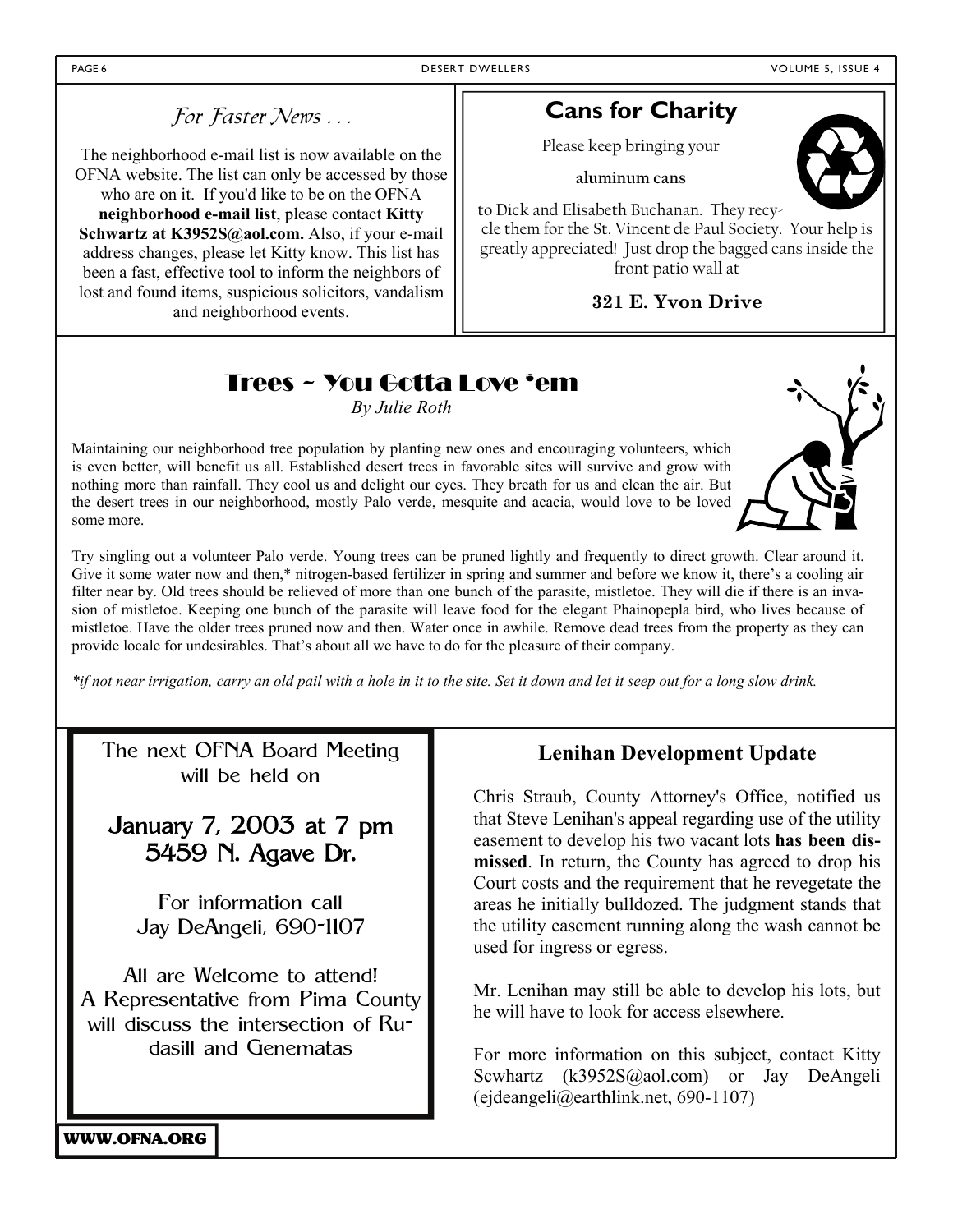## For Faster News . . .

The neighborhood e-mail list is now available on the OFNA website. The list can only be accessed by those who are on it. If you'd like to be on the OFNA **neighborhood e-mail list**, please contact **Kitty Schwartz at K3952S@aol.com.** Also, if your e-mail address changes, please let Kitty know. This list has been a fast, effective tool to inform the neighbors of lost and found items, suspicious solicitors, vandalism and neighborhood events.

## Cans for Charity

Please keep bringing your

**aluminum cans**

to Dick and Elisabeth Buchanan. They recycle them for the St. Vincent de Paul Society. Your help is greatly appreciated! Just drop the bagged cans inside the front patio wall at

**321 E. Yvon Drive**

## Trees ~ You Gotta Love 'em

*By Julie Roth*

Maintaining our neighborhood tree population by planting new ones and encouraging volunteers, which is even better, will benefit us all. Established desert trees in favorable sites will survive and grow with nothing more than rainfall. They cool us and delight our eyes. They breath for us and clean the air. But the desert trees in our neighborhood, mostly Palo verde, mesquite and acacia, would love to be loved some more.

Try singling out a volunteer Palo verde. Young trees can be pruned lightly and frequently to direct growth. Clear around it. Give it some water now and then,* nitrogen-based fertilizer in spring and summer and before we know it, there's a cooling air filter near by. Old trees should be relieved of more than one bunch of the parasite, mistletoe. They will die if there is an invasion of mistletoe. Keeping one bunch of the parasite will leave food for the elegant Phainopepla bird, who lives because of mistletoe. Have the older trees pruned now and then. Water once in awhile. Remove dead trees from the property as they can provide locale for undesirables. That's about all we have to do for the pleasure of their company.

*\*if not near irrigation, carry an old pail with a hole in it to the site. Set it down and let it seep out for a long slow drink.*

The next OFNA Board Meeting will be held on

**January 7, 2003 at 7 pm**
**5459 N. Agave Dr.**

For information call Jay DeAngeli, 690-1107

All are Welcome to attend! A Representative from Pima County will discuss the intersection of Rudasill and Genematas

## Lenihan Development Update

Chris Straub, County Attorney's Office, notified us that Steve Lenihan's appeal regarding use of the utility easement to develop his two vacant lots **has been dismissed**. In return, the County has agreed to drop his Court costs and the requirement that he revegetate the areas he initially bulldozed. The judgment stands that the utility easement running along the wash cannot be used for ingress or egress.

Mr. Lenihan may still be able to develop his lots, but he will have to look for access elsewhere.

For more information on this subject, contact Kitty Scwhartz (k3952S@aol.com) or Jay DeAngeli (ejdeangeli@earthlink.net, 690-1107)

**WWW.OFNA.ORG**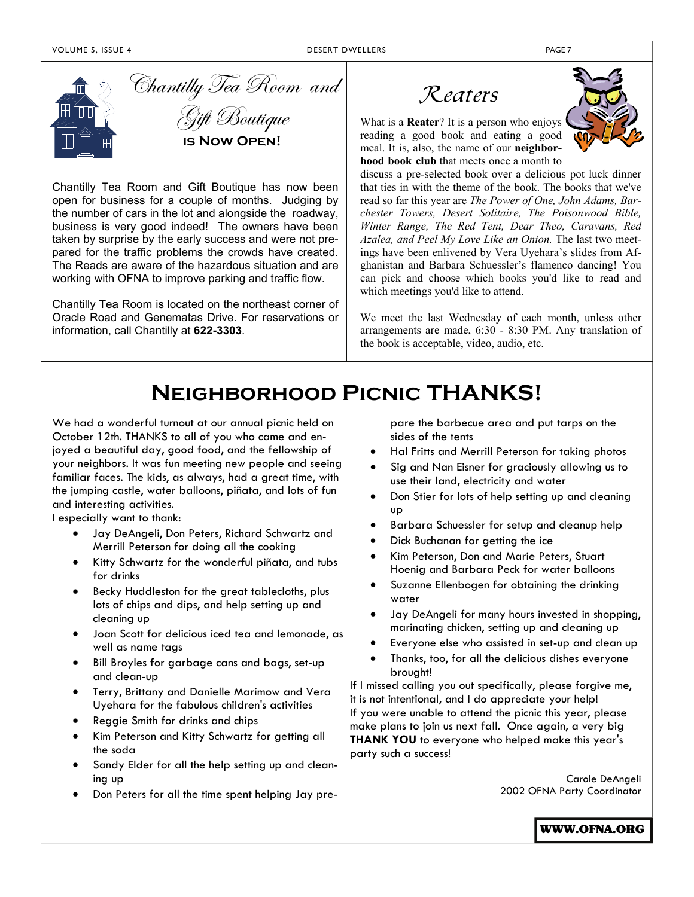## Chantilly Tea Room and Gift Boutique

**IS NOW OPEN!**

Chantilly Tea Room and Gift Boutique has now been open for business for a couple of months. Judging by the number of cars in the lot and alongside the roadway, business is very good indeed! The owners have been taken by surprise by the early success and were not prepared for the traffic problems the crowds have created. The Reads are aware of the hazardous situation and are working with OFNA to improve parking and traffic flow.

Chantilly Tea Room is located on the northeast corner of Oracle Road and Genematas Drive. For reservations or information, call Chantilly at **622-3303**.

## Reaters

What is a **Reater**? It is a person who enjoys reading a good book and eating a good meal. It is, also, the name of our **neighborhood book club** that meets once a month to discuss a pre-selected book over a delicious pot luck dinner that ties in with the theme of the book. The books that we've read so far this year are *The Power of One, John Adams, Barchester Towers, Desert Solitaire, The Poisonwood Bible, Winter Range, The Red Tent, Dear Theo, Caravans, Red Azalea, and Peel My Love Like an Onion.* The last two meetings have been enlivened by Vera Uyehara's slides from Afghanistan and Barbara Schuessler's flamenco dancing! You can pick and choose which books you'd like to read and which meetings you'd like to attend.

We meet the last Wednesday of each month, unless other arrangements are made, 6:30 - 8:30 PM. Any translation of the book is acceptable, video, audio, etc.

# Neighborhood Picnic THANKS!

We had a wonderful turnout at our annual picnic held on October 12th. THANKS to all of you who came and enjoyed a beautiful day, good food, and the fellowship of your neighbors. It was fun meeting new people and seeing familiar faces. The kids, as always, had a great time, with the jumping castle, water balloons, piñata, and lots of fun and interesting activities.

I especially want to thank:

- Jay DeAngeli, Don Peters, Richard Schwartz and Merrill Peterson for doing all the cooking
- Kitty Schwartz for the wonderful piñata, and tubs for drinks
- Becky Huddleston for the great tablecloths, plus lots of chips and dips, and help setting up and cleaning up
- Joan Scott for delicious iced tea and lemonade, as well as name tags
- Bill Broyles for garbage cans and bags, set-up and clean-up
- Terry, Brittany and Danielle Marimow and Vera Uyehara for the fabulous children's activities
- Reggie Smith for drinks and chips
- Kim Peterson and Kitty Schwartz for getting all the soda
- Sandy Elder for all the help setting up and cleaning up
- Don Peters for all the time spent helping Jay prepare the barbecue area and put tarps on the sides of the tents
- Hal Fritts and Merrill Peterson for taking photos
- Sig and Nan Eisner for graciously allowing us to use their land, electricity and water
- Don Stier for lots of help setting up and cleaning up
- Barbara Schuessler for setup and cleanup help
- Dick Buchanan for getting the ice
- Kim Peterson, Don and Marie Peters, Stuart Hoenig and Barbara Peck for water balloons
- Suzanne Ellenbogen for obtaining the drinking water
- Jay DeAngeli for many hours invested in shopping, marinating chicken, setting up and cleaning up
- Everyone else who assisted in set-up and clean up
- Thanks, too, for all the delicious dishes everyone brought!

If I missed calling you out specifically, please forgive me, it is not intentional, and I do appreciate your help!

If you were unable to attend the picnic this year, please make plans to join us next fall. Once again, a very big **THANK YOU** to everyone who helped make this year's party such a success!

Carole DeAngeli
2002 OFNA Party Coordinator

**WWW.OFNA.ORG**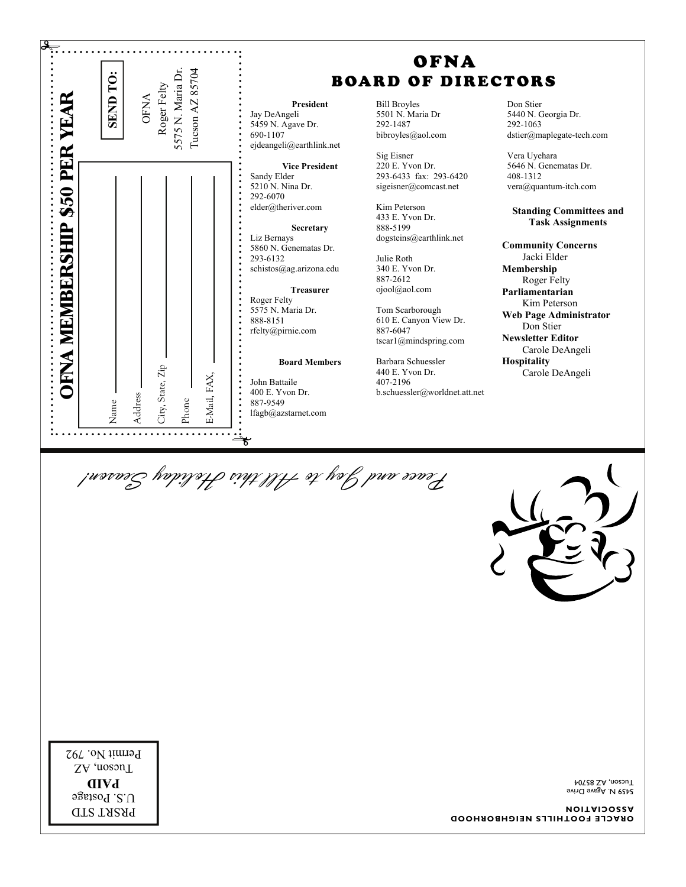# OFNA MEMBERSHIP $50 PER YEAR

Name ____________

Address ____________

City, State, Zip ____________

Phone ____________

E-Mail, FAX, ____________

**SEND TO:**

OFNA
Roger Felty
5575 N. Maria Dr.
Tucson AZ 85704

# OFNA
## BOARD OF DIRECTORS

**President**
Jay DeAngeli
5459 N. Agave Dr.
690-1107
ejdeangeli@earthlink.net

**Vice President**
Sandy Elder
5210 N. Nina Dr.
292-6070
elder@theriver.com

**Secretary**
Liz Bernays
5860 N. Genematas Dr.
293-6132
schistos@ag.arizona.edu

**Treasurer**
Roger Felty
5575 N. Maria Dr.
888-8151
rfelty@pirnie.com

**Board Members**

John Battaile
400 E. Yvon Dr.
887-9549
lfagb@azstarnet.com

Bill Broyles
5501 N. Maria Dr
292-1487
bibroyles@aol.com

Sig Eisner
220 E. Yvon Dr.
293-6433 fax: 293-6420
sigeisner@comcast.net

Kim Peterson
433 E. Yvon Dr.
888-5199
dogsteins@earthlink.net

Julie Roth
340 E. Yvon Dr.
887-2612
ojool@aol.com

Tom Scarborough
610 E. Canyon View Dr.
887-6047
tscar1@mindspring.com

Barbara Schuessler
440 E. Yvon Dr.
407-2196
b.schuessler@worldnet.att.net

Don Stier
5440 N. Georgia Dr.
292-1063
dstier@maplegate-tech.com

Vera Uyehara
5646 N. Genematas Dr.
408-1312
vera@quantum-itch.com

**Standing Committees and Task Assignments**

**Community Concerns**
Jacki Elder

**Membership**
Roger Felty

**Parliamentarian**
Kim Peterson

**Web Page Administrator**
Don Stier

**Newsletter Editor**
Carole DeAngeli

**Hospitality**
Carole DeAngeli

*Peace and Joy to All this Holiday Season!*

PRSRT STD
U.S. Postage
**PAID**
Tucson, AZ
Permit No. 792

**ORACLE FOOTHILLS NEIGHBORHOOD ASSOCIATION**
5459 N. Agave Drive
Tucson, AZ 85704